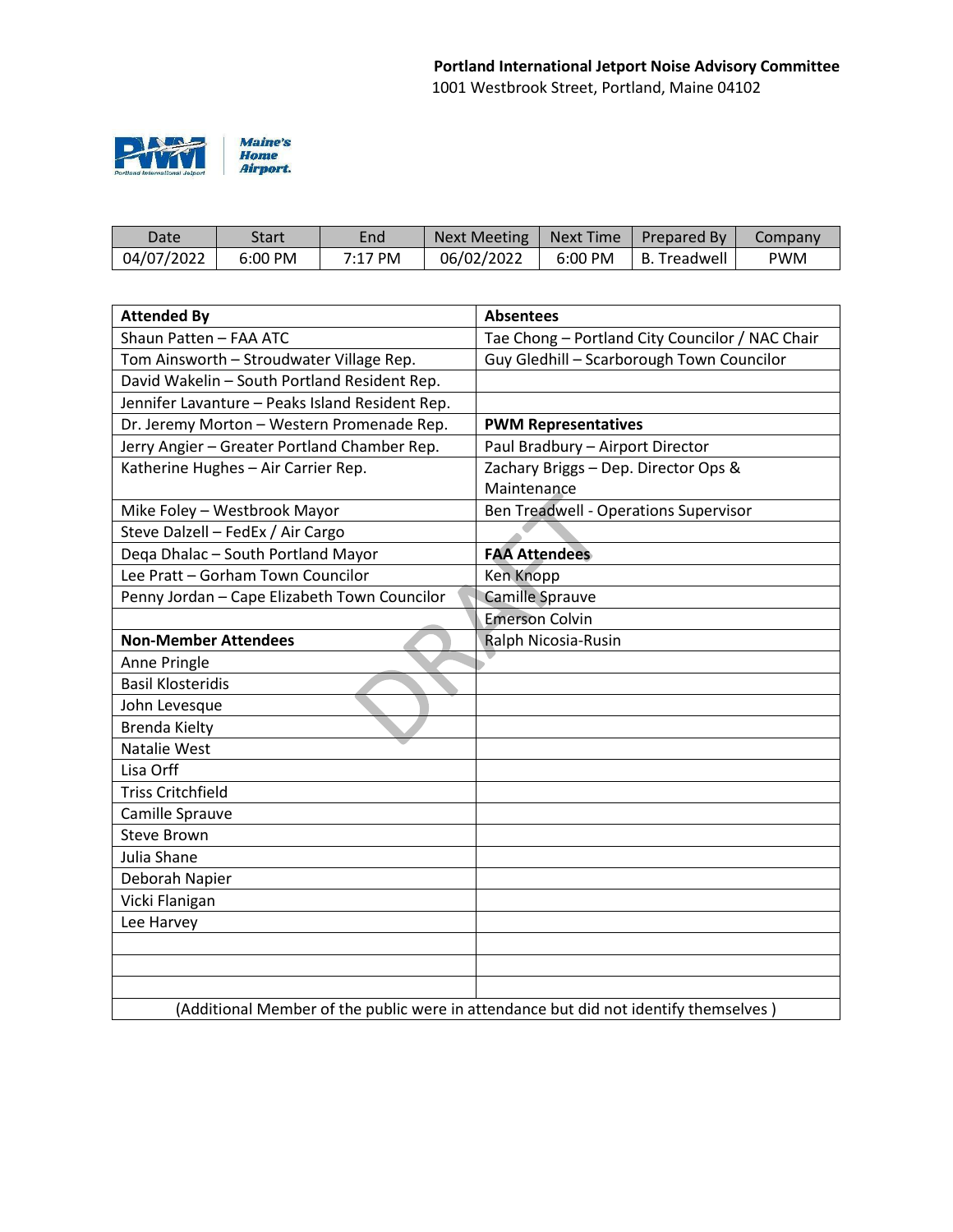**Portland International Jetport Noise Advisory Committee**
1001 Westbrook Street, Portland, Maine 04102

PWM Portland International Jetport | Maine's Home Airport.

| Date | Start | End | Next Meeting | Next Time | Prepared By | Company |
|---|---|---|---|---|---|---|
| 04/07/2022 | 6:00 PM | 7:17 PM | 06/02/2022 | 6:00 PM | B. Treadwell | PWM |

| **Attended By** | **Absentees** |
|---|---|
| Shaun Patten – FAA ATC | Tae Chong – Portland City Councilor / NAC Chair |
| Tom Ainsworth – Stroudwater Village Rep. | Guy Gledhill – Scarborough Town Councilor |
| David Wakelin – South Portland Resident Rep. | |
| Jennifer Lavanture – Peaks Island Resident Rep. | |
| Dr. Jeremy Morton – Western Promenade Rep. | **PWM Representatives** |
| Jerry Angier – Greater Portland Chamber Rep. | Paul Bradbury – Airport Director |
| Katherine Hughes – Air Carrier Rep. | Zachary Briggs – Dep. Director Ops & Maintenance |
| Mike Foley – Westbrook Mayor | Ben Treadwell - Operations Supervisor |
| Steve Dalzell – FedEx / Air Cargo | |
| Deqa Dhalac – South Portland Mayor | **FAA Attendees** |
| Lee Pratt – Gorham Town Councilor | Ken Knopp |
| Penny Jordan – Cape Elizabeth Town Councilor | Camille Sprauve |
| | Emerson Colvin |
| **Non-Member Attendees** | Ralph Nicosia-Rusin |
| Anne Pringle | |
| Basil Klosteridis | |
| John Levesque | |
| Brenda Kielty | |
| Natalie West | |
| Lisa Orff | |
| Triss Critchfield | |
| Camille Sprauve | |
| Steve Brown | |
| Julia Shane | |
| Deborah Napier | |
| Vicki Flanigan | |
| Lee Harvey | |
| | |
| | |
| | |

(Additional Member of the public were in attendance but did not identify themselves )

DRAFT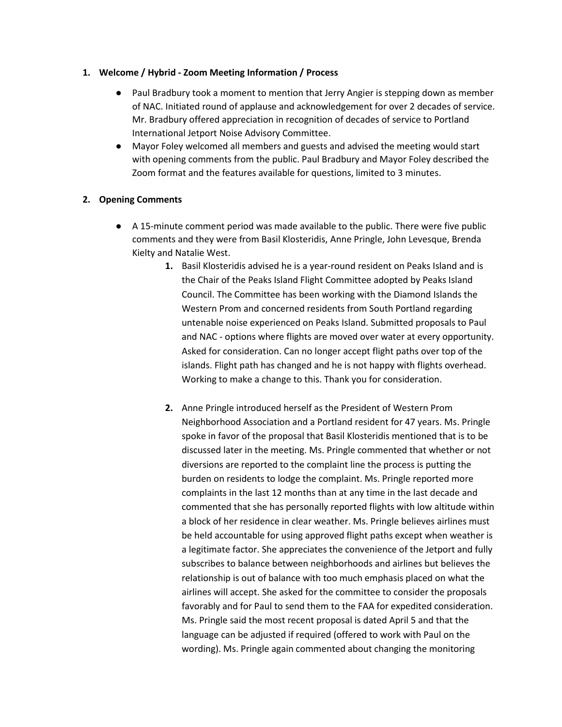1. **Welcome / Hybrid - Zoom Meeting Information / Process**

    - Paul Bradbury took a moment to mention that Jerry Angier is stepping down as member of NAC. Initiated round of applause and acknowledgement for over 2 decades of service. Mr. Bradbury offered appreciation in recognition of decades of service to Portland International Jetport Noise Advisory Committee.
    - Mayor Foley welcomed all members and guests and advised the meeting would start with opening comments from the public. Paul Bradbury and Mayor Foley described the Zoom format and the features available for questions, limited to 3 minutes.

2. **Opening Comments**

    - A 15-minute comment period was made available to the public. There were five public comments and they were from Basil Klosteridis, Anne Pringle, John Levesque, Brenda Kielty and Natalie West.
        1. Basil Klosteridis advised he is a year-round resident on Peaks Island and is the Chair of the Peaks Island Flight Committee adopted by Peaks Island Council. The Committee has been working with the Diamond Islands the Western Prom and concerned residents from South Portland regarding untenable noise experienced on Peaks Island. Submitted proposals to Paul and NAC - options where flights are moved over water at every opportunity. Asked for consideration. Can no longer accept flight paths over top of the islands. Flight path has changed and he is not happy with flights overhead. Working to make a change to this. Thank you for consideration.

        2. Anne Pringle introduced herself as the President of Western Prom Neighborhood Association and a Portland resident for 47 years. Ms. Pringle spoke in favor of the proposal that Basil Klosteridis mentioned that is to be discussed later in the meeting. Ms. Pringle commented that whether or not diversions are reported to the complaint line the process is putting the burden on residents to lodge the complaint. Ms. Pringle reported more complaints in the last 12 months than at any time in the last decade and commented that she has personally reported flights with low altitude within a block of her residence in clear weather. Ms. Pringle believes airlines must be held accountable for using approved flight paths except when weather is a legitimate factor. She appreciates the convenience of the Jetport and fully subscribes to balance between neighborhoods and airlines but believes the relationship is out of balance with too much emphasis placed on what the airlines will accept. She asked for the committee to consider the proposals favorably and for Paul to send them to the FAA for expedited consideration. Ms. Pringle said the most recent proposal is dated April 5 and that the language can be adjusted if required (offered to work with Paul on the wording). Ms. Pringle again commented about changing the monitoring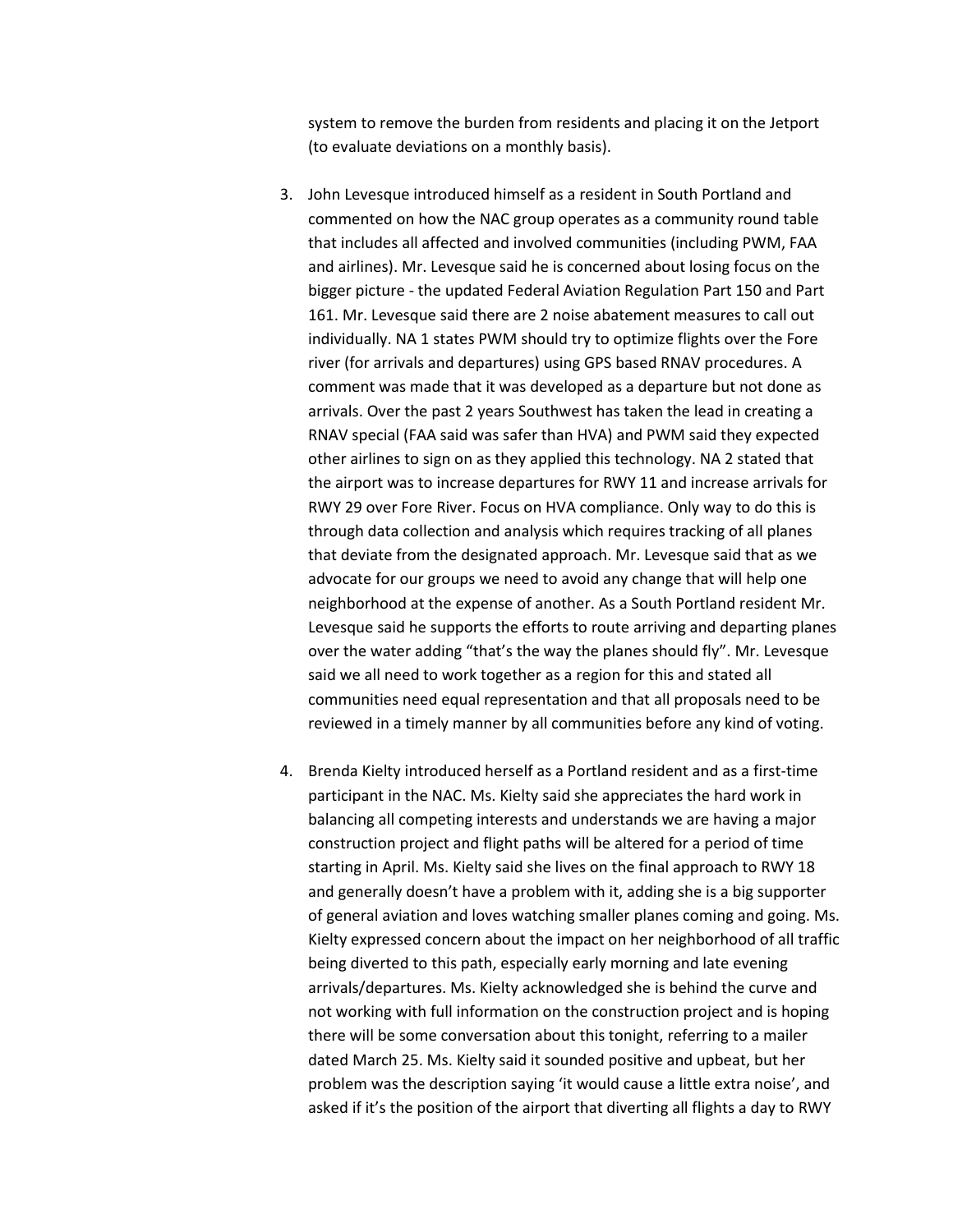system to remove the burden from residents and placing it on the Jetport (to evaluate deviations on a monthly basis).

3. John Levesque introduced himself as a resident in South Portland and commented on how the NAC group operates as a community round table that includes all affected and involved communities (including PWM, FAA and airlines). Mr. Levesque said he is concerned about losing focus on the bigger picture - the updated Federal Aviation Regulation Part 150 and Part 161. Mr. Levesque said there are 2 noise abatement measures to call out individually. NA 1 states PWM should try to optimize flights over the Fore river (for arrivals and departures) using GPS based RNAV procedures. A comment was made that it was developed as a departure but not done as arrivals. Over the past 2 years Southwest has taken the lead in creating a RNAV special (FAA said was safer than HVA) and PWM said they expected other airlines to sign on as they applied this technology. NA 2 stated that the airport was to increase departures for RWY 11 and increase arrivals for RWY 29 over Fore River. Focus on HVA compliance. Only way to do this is through data collection and analysis which requires tracking of all planes that deviate from the designated approach. Mr. Levesque said that as we advocate for our groups we need to avoid any change that will help one neighborhood at the expense of another. As a South Portland resident Mr. Levesque said he supports the efforts to route arriving and departing planes over the water adding "that's the way the planes should fly". Mr. Levesque said we all need to work together as a region for this and stated all communities need equal representation and that all proposals need to be reviewed in a timely manner by all communities before any kind of voting.

4. Brenda Kielty introduced herself as a Portland resident and as a first-time participant in the NAC. Ms. Kielty said she appreciates the hard work in balancing all competing interests and understands we are having a major construction project and flight paths will be altered for a period of time starting in April. Ms. Kielty said she lives on the final approach to RWY 18 and generally doesn't have a problem with it, adding she is a big supporter of general aviation and loves watching smaller planes coming and going. Ms. Kielty expressed concern about the impact on her neighborhood of all traffic being diverted to this path, especially early morning and late evening arrivals/departures. Ms. Kielty acknowledged she is behind the curve and not working with full information on the construction project and is hoping there will be some conversation about this tonight, referring to a mailer dated March 25. Ms. Kielty said it sounded positive and upbeat, but her problem was the description saying 'it would cause a little extra noise', and asked if it's the position of the airport that diverting all flights a day to RWY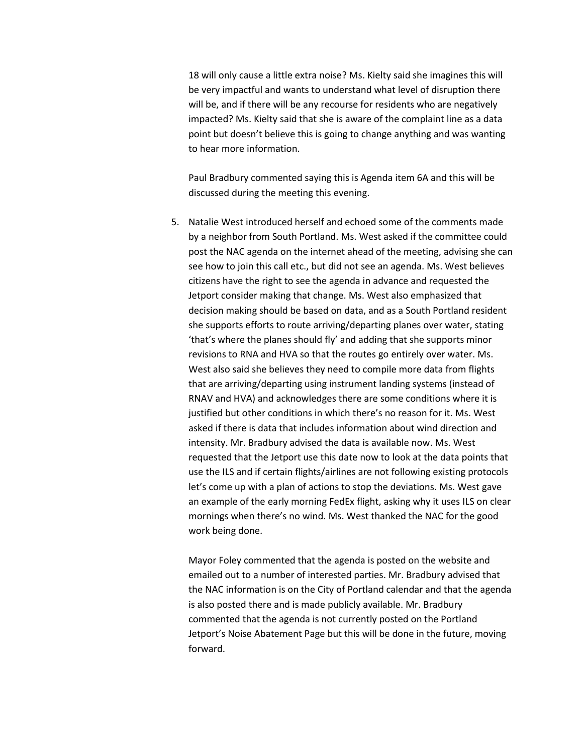18 will only cause a little extra noise? Ms. Kielty said she imagines this will be very impactful and wants to understand what level of disruption there will be, and if there will be any recourse for residents who are negatively impacted? Ms. Kielty said that she is aware of the complaint line as a data point but doesn't believe this is going to change anything and was wanting to hear more information.

Paul Bradbury commented saying this is Agenda item 6A and this will be discussed during the meeting this evening.

5. Natalie West introduced herself and echoed some of the comments made by a neighbor from South Portland. Ms. West asked if the committee could post the NAC agenda on the internet ahead of the meeting, advising she can see how to join this call etc., but did not see an agenda. Ms. West believes citizens have the right to see the agenda in advance and requested the Jetport consider making that change. Ms. West also emphasized that decision making should be based on data, and as a South Portland resident she supports efforts to route arriving/departing planes over water, stating 'that's where the planes should fly' and adding that she supports minor revisions to RNA and HVA so that the routes go entirely over water. Ms. West also said she believes they need to compile more data from flights that are arriving/departing using instrument landing systems (instead of RNAV and HVA) and acknowledges there are some conditions where it is justified but other conditions in which there's no reason for it. Ms. West asked if there is data that includes information about wind direction and intensity. Mr. Bradbury advised the data is available now. Ms. West requested that the Jetport use this date now to look at the data points that use the ILS and if certain flights/airlines are not following existing protocols let's come up with a plan of actions to stop the deviations. Ms. West gave an example of the early morning FedEx flight, asking why it uses ILS on clear mornings when there's no wind. Ms. West thanked the NAC for the good work being done.

   Mayor Foley commented that the agenda is posted on the website and emailed out to a number of interested parties. Mr. Bradbury advised that the NAC information is on the City of Portland calendar and that the agenda is also posted there and is made publicly available. Mr. Bradbury commented that the agenda is not currently posted on the Portland Jetport's Noise Abatement Page but this will be done in the future, moving forward.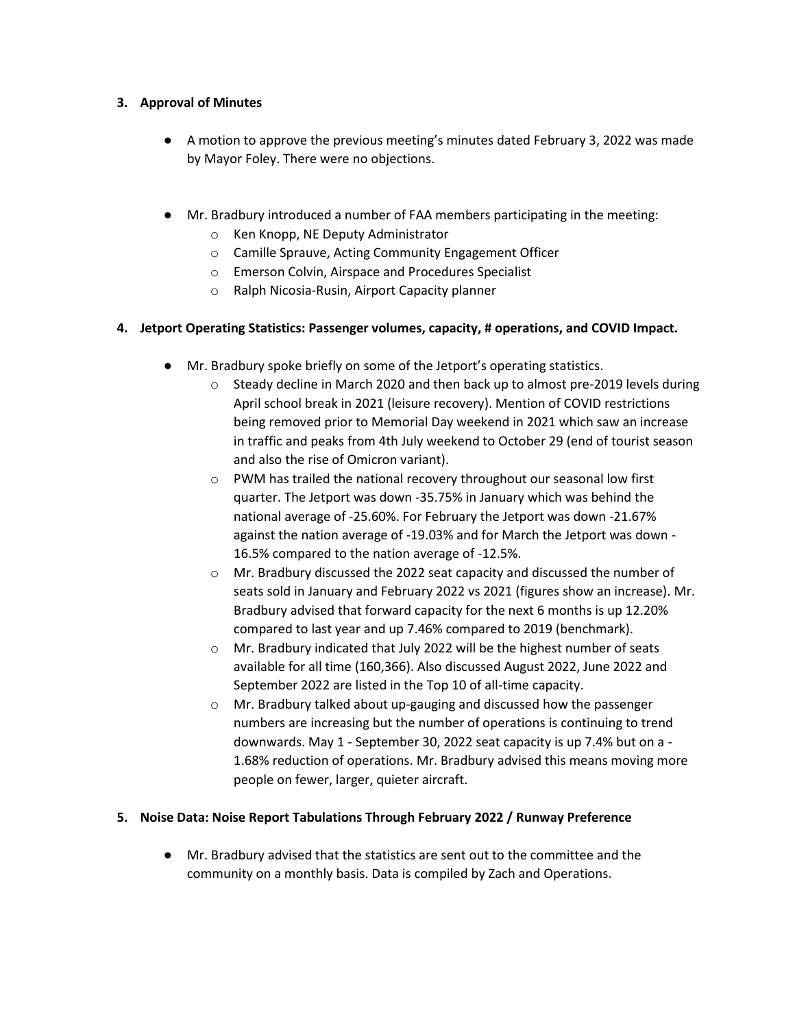## 3. Approval of Minutes

- A motion to approve the previous meeting's minutes dated February 3, 2022 was made by Mayor Foley. There were no objections.

- Mr. Bradbury introduced a number of FAA members participating in the meeting:
  - Ken Knopp, NE Deputy Administrator
  - Camille Sprauve, Acting Community Engagement Officer
  - Emerson Colvin, Airspace and Procedures Specialist
  - Ralph Nicosia-Rusin, Airport Capacity planner

## 4. Jetport Operating Statistics: Passenger volumes, capacity, # operations, and COVID Impact.

- Mr. Bradbury spoke briefly on some of the Jetport's operating statistics.
  - Steady decline in March 2020 and then back up to almost pre-2019 levels during April school break in 2021 (leisure recovery). Mention of COVID restrictions being removed prior to Memorial Day weekend in 2021 which saw an increase in traffic and peaks from 4th July weekend to October 29 (end of tourist season and also the rise of Omicron variant).
  - PWM has trailed the national recovery throughout our seasonal low first quarter. The Jetport was down -35.75% in January which was behind the national average of -25.60%. For February the Jetport was down -21.67% against the nation average of -19.03% and for March the Jetport was down -16.5% compared to the nation average of -12.5%.
  - Mr. Bradbury discussed the 2022 seat capacity and discussed the number of seats sold in January and February 2022 vs 2021 (figures show an increase). Mr. Bradbury advised that forward capacity for the next 6 months is up 12.20% compared to last year and up 7.46% compared to 2019 (benchmark).
  - Mr. Bradbury indicated that July 2022 will be the highest number of seats available for all time (160,366). Also discussed August 2022, June 2022 and September 2022 are listed in the Top 10 of all-time capacity.
  - Mr. Bradbury talked about up-gauging and discussed how the passenger numbers are increasing but the number of operations is continuing to trend downwards. May 1 - September 30, 2022 seat capacity is up 7.4% but on a -1.68% reduction of operations. Mr. Bradbury advised this means moving more people on fewer, larger, quieter aircraft.

## 5. Noise Data: Noise Report Tabulations Through February 2022 / Runway Preference

- Mr. Bradbury advised that the statistics are sent out to the committee and the community on a monthly basis. Data is compiled by Zach and Operations.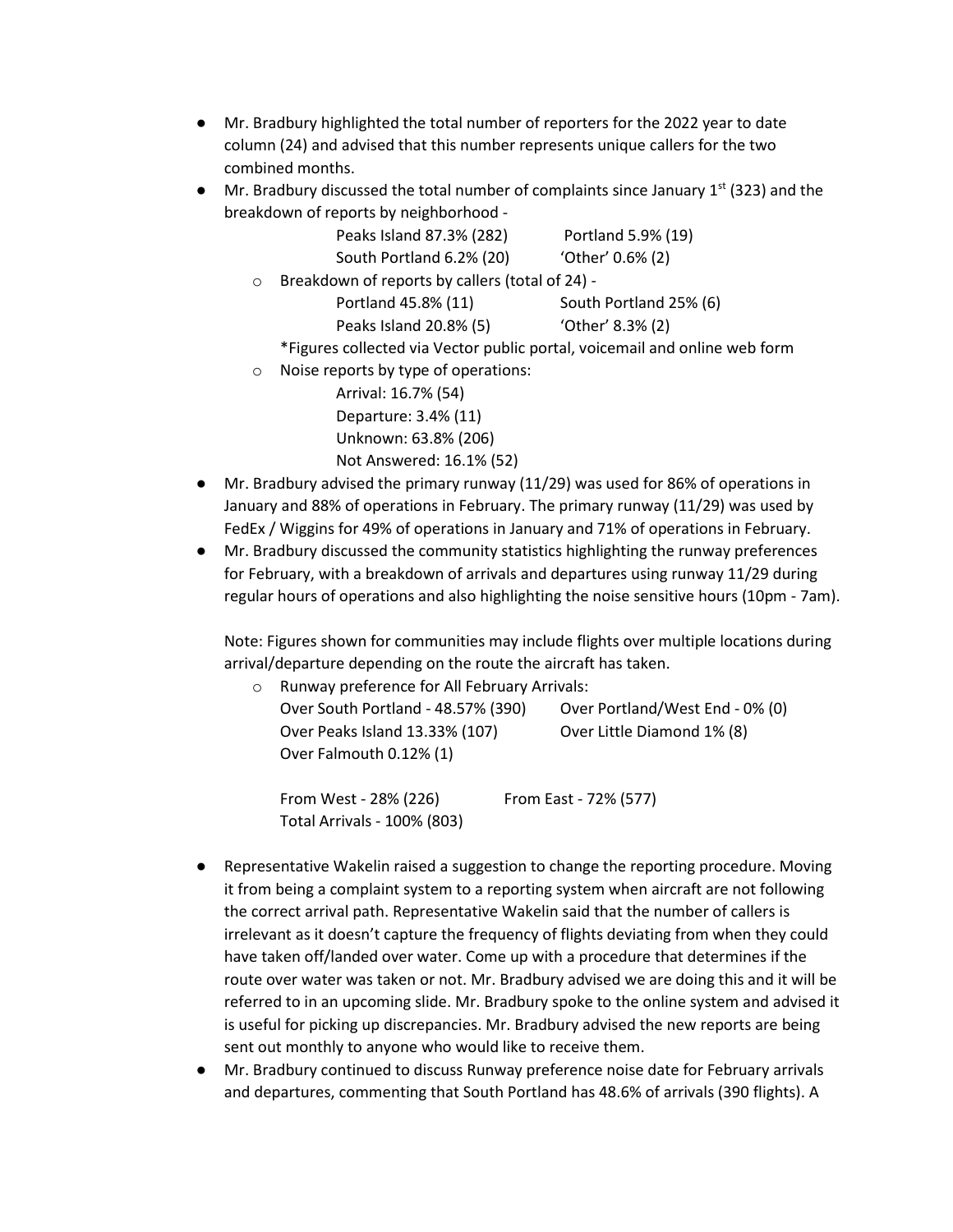- Mr. Bradbury highlighted the total number of reporters for the 2022 year to date column (24) and advised that this number represents unique callers for the two combined months.
- Mr. Bradbury discussed the total number of complaints since January 1st (323) and the breakdown of reports by neighborhood -

  Peaks Island 87.3% (282)  Portland 5.9% (19)
  South Portland 6.2% (20)  'Other' 0.6% (2)

  - Breakdown of reports by callers (total of 24) -

    Portland 45.8% (11)  South Portland 25% (6)
    Peaks Island 20.8% (5)  'Other' 8.3% (2)

    *Figures collected via Vector public portal, voicemail and online web form
  - Noise reports by type of operations:

    Arrival: 16.7% (54)
    Departure: 3.4% (11)
    Unknown: 63.8% (206)
    Not Answered: 16.1% (52)
- Mr. Bradbury advised the primary runway (11/29) was used for 86% of operations in January and 88% of operations in February. The primary runway (11/29) was used by FedEx / Wiggins for 49% of operations in January and 71% of operations in February.
- Mr. Bradbury discussed the community statistics highlighting the runway preferences for February, with a breakdown of arrivals and departures using runway 11/29 during regular hours of operations and also highlighting the noise sensitive hours (10pm - 7am).

  Note: Figures shown for communities may include flights over multiple locations during arrival/departure depending on the route the aircraft has taken.

  - Runway preference for All February Arrivals:

    Over South Portland - 48.57% (390)  Over Portland/West End - 0% (0)
    Over Peaks Island 13.33% (107)  Over Little Diamond 1% (8)
    Over Falmouth 0.12% (1)

    From West - 28% (226)  From East - 72% (577)
    Total Arrivals - 100% (803)

- Representative Wakelin raised a suggestion to change the reporting procedure. Moving it from being a complaint system to a reporting system when aircraft are not following the correct arrival path. Representative Wakelin said that the number of callers is irrelevant as it doesn't capture the frequency of flights deviating from when they could have taken off/landed over water. Come up with a procedure that determines if the route over water was taken or not. Mr. Bradbury advised we are doing this and it will be referred to in an upcoming slide. Mr. Bradbury spoke to the online system and advised it is useful for picking up discrepancies. Mr. Bradbury advised the new reports are being sent out monthly to anyone who would like to receive them.
- Mr. Bradbury continued to discuss Runway preference noise date for February arrivals and departures, commenting that South Portland has 48.6% of arrivals (390 flights). A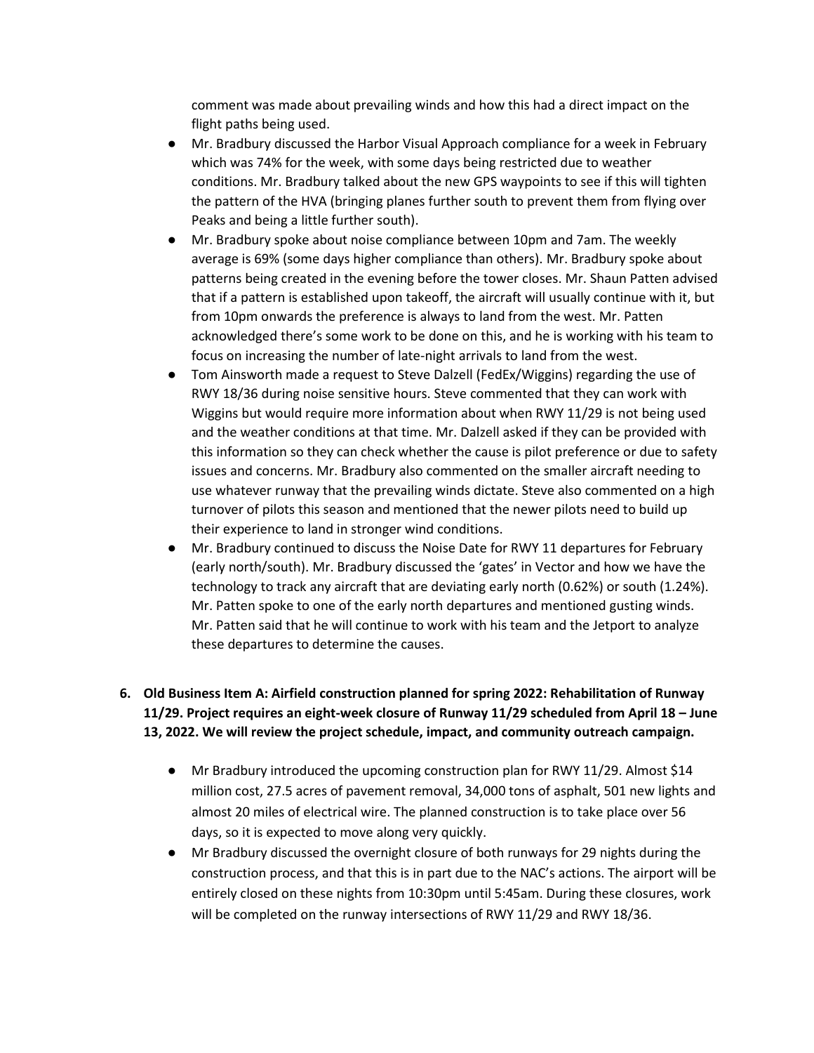comment was made about prevailing winds and how this had a direct impact on the flight paths being used.

- Mr. Bradbury discussed the Harbor Visual Approach compliance for a week in February which was 74% for the week, with some days being restricted due to weather conditions. Mr. Bradbury talked about the new GPS waypoints to see if this will tighten the pattern of the HVA (bringing planes further south to prevent them from flying over Peaks and being a little further south).
- Mr. Bradbury spoke about noise compliance between 10pm and 7am. The weekly average is 69% (some days higher compliance than others). Mr. Bradbury spoke about patterns being created in the evening before the tower closes. Mr. Shaun Patten advised that if a pattern is established upon takeoff, the aircraft will usually continue with it, but from 10pm onwards the preference is always to land from the west. Mr. Patten acknowledged there's some work to be done on this, and he is working with his team to focus on increasing the number of late-night arrivals to land from the west.
- Tom Ainsworth made a request to Steve Dalzell (FedEx/Wiggins) regarding the use of RWY 18/36 during noise sensitive hours. Steve commented that they can work with Wiggins but would require more information about when RWY 11/29 is not being used and the weather conditions at that time. Mr. Dalzell asked if they can be provided with this information so they can check whether the cause is pilot preference or due to safety issues and concerns. Mr. Bradbury also commented on the smaller aircraft needing to use whatever runway that the prevailing winds dictate. Steve also commented on a high turnover of pilots this season and mentioned that the newer pilots need to build up their experience to land in stronger wind conditions.
- Mr. Bradbury continued to discuss the Noise Date for RWY 11 departures for February (early north/south). Mr. Bradbury discussed the 'gates' in Vector and how we have the technology to track any aircraft that are deviating early north (0.62%) or south (1.24%). Mr. Patten spoke to one of the early north departures and mentioned gusting winds. Mr. Patten said that he will continue to work with his team and the Jetport to analyze these departures to determine the causes.

6. **Old Business Item A: Airfield construction planned for spring 2022: Rehabilitation of Runway 11/29. Project requires an eight-week closure of Runway 11/29 scheduled from April 18 – June 13, 2022. We will review the project schedule, impact, and community outreach campaign.**

   - Mr Bradbury introduced the upcoming construction plan for RWY 11/29. Almost $14 million cost, 27.5 acres of pavement removal, 34,000 tons of asphalt, 501 new lights and almost 20 miles of electrical wire. The planned construction is to take place over 56 days, so it is expected to move along very quickly.
   - Mr Bradbury discussed the overnight closure of both runways for 29 nights during the construction process, and that this is in part due to the NAC's actions. The airport will be entirely closed on these nights from 10:30pm until 5:45am. During these closures, work will be completed on the runway intersections of RWY 11/29 and RWY 18/36.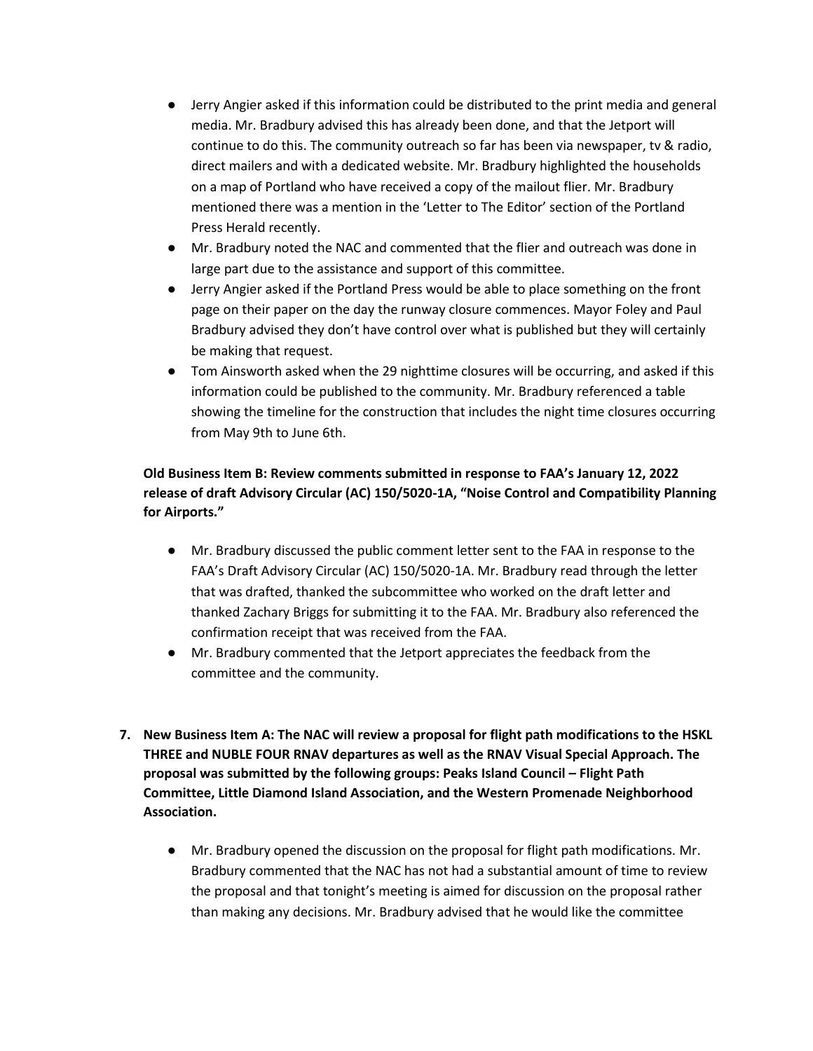- Jerry Angier asked if this information could be distributed to the print media and general media. Mr. Bradbury advised this has already been done, and that the Jetport will continue to do this. The community outreach so far has been via newspaper, tv & radio, direct mailers and with a dedicated website. Mr. Bradbury highlighted the households on a map of Portland who have received a copy of the mailout flier. Mr. Bradbury mentioned there was a mention in the 'Letter to The Editor' section of the Portland Press Herald recently.
- Mr. Bradbury noted the NAC and commented that the flier and outreach was done in large part due to the assistance and support of this committee.
- Jerry Angier asked if the Portland Press would be able to place something on the front page on their paper on the day the runway closure commences. Mayor Foley and Paul Bradbury advised they don't have control over what is published but they will certainly be making that request.
- Tom Ainsworth asked when the 29 nighttime closures will be occurring, and asked if this information could be published to the community. Mr. Bradbury referenced a table showing the timeline for the construction that includes the night time closures occurring from May 9th to June 6th.

**Old Business Item B: Review comments submitted in response to FAA's January 12, 2022 release of draft Advisory Circular (AC) 150/5020-1A, "Noise Control and Compatibility Planning for Airports."**

- Mr. Bradbury discussed the public comment letter sent to the FAA in response to the FAA's Draft Advisory Circular (AC) 150/5020-1A. Mr. Bradbury read through the letter that was drafted, thanked the subcommittee who worked on the draft letter and thanked Zachary Briggs for submitting it to the FAA. Mr. Bradbury also referenced the confirmation receipt that was received from the FAA.
- Mr. Bradbury commented that the Jetport appreciates the feedback from the committee and the community.

7. **New Business Item A: The NAC will review a proposal for flight path modifications to the HSKL THREE and NUBLE FOUR RNAV departures as well as the RNAV Visual Special Approach. The proposal was submitted by the following groups: Peaks Island Council – Flight Path Committee, Little Diamond Island Association, and the Western Promenade Neighborhood Association.**

    - Mr. Bradbury opened the discussion on the proposal for flight path modifications. Mr. Bradbury commented that the NAC has not had a substantial amount of time to review the proposal and that tonight's meeting is aimed for discussion on the proposal rather than making any decisions. Mr. Bradbury advised that he would like the committee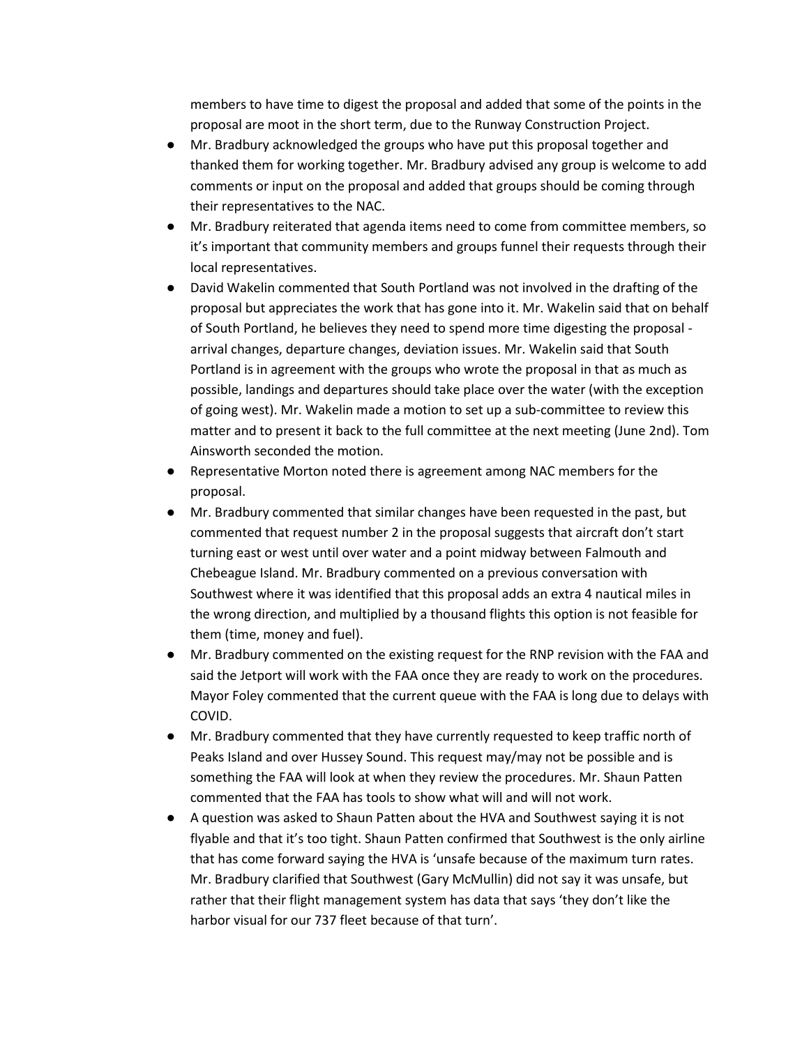members to have time to digest the proposal and added that some of the points in the proposal are moot in the short term, due to the Runway Construction Project.

- Mr. Bradbury acknowledged the groups who have put this proposal together and thanked them for working together. Mr. Bradbury advised any group is welcome to add comments or input on the proposal and added that groups should be coming through their representatives to the NAC.
- Mr. Bradbury reiterated that agenda items need to come from committee members, so it's important that community members and groups funnel their requests through their local representatives.
- David Wakelin commented that South Portland was not involved in the drafting of the proposal but appreciates the work that has gone into it. Mr. Wakelin said that on behalf of South Portland, he believes they need to spend more time digesting the proposal - arrival changes, departure changes, deviation issues. Mr. Wakelin said that South Portland is in agreement with the groups who wrote the proposal in that as much as possible, landings and departures should take place over the water (with the exception of going west). Mr. Wakelin made a motion to set up a sub-committee to review this matter and to present it back to the full committee at the next meeting (June 2nd). Tom Ainsworth seconded the motion.
- Representative Morton noted there is agreement among NAC members for the proposal.
- Mr. Bradbury commented that similar changes have been requested in the past, but commented that request number 2 in the proposal suggests that aircraft don't start turning east or west until over water and a point midway between Falmouth and Chebeague Island. Mr. Bradbury commented on a previous conversation with Southwest where it was identified that this proposal adds an extra 4 nautical miles in the wrong direction, and multiplied by a thousand flights this option is not feasible for them (time, money and fuel).
- Mr. Bradbury commented on the existing request for the RNP revision with the FAA and said the Jetport will work with the FAA once they are ready to work on the procedures. Mayor Foley commented that the current queue with the FAA is long due to delays with COVID.
- Mr. Bradbury commented that they have currently requested to keep traffic north of Peaks Island and over Hussey Sound. This request may/may not be possible and is something the FAA will look at when they review the procedures. Mr. Shaun Patten commented that the FAA has tools to show what will and will not work.
- A question was asked to Shaun Patten about the HVA and Southwest saying it is not flyable and that it's too tight. Shaun Patten confirmed that Southwest is the only airline that has come forward saying the HVA is 'unsafe because of the maximum turn rates. Mr. Bradbury clarified that Southwest (Gary McMullin) did not say it was unsafe, but rather that their flight management system has data that says 'they don't like the harbor visual for our 737 fleet because of that turn'.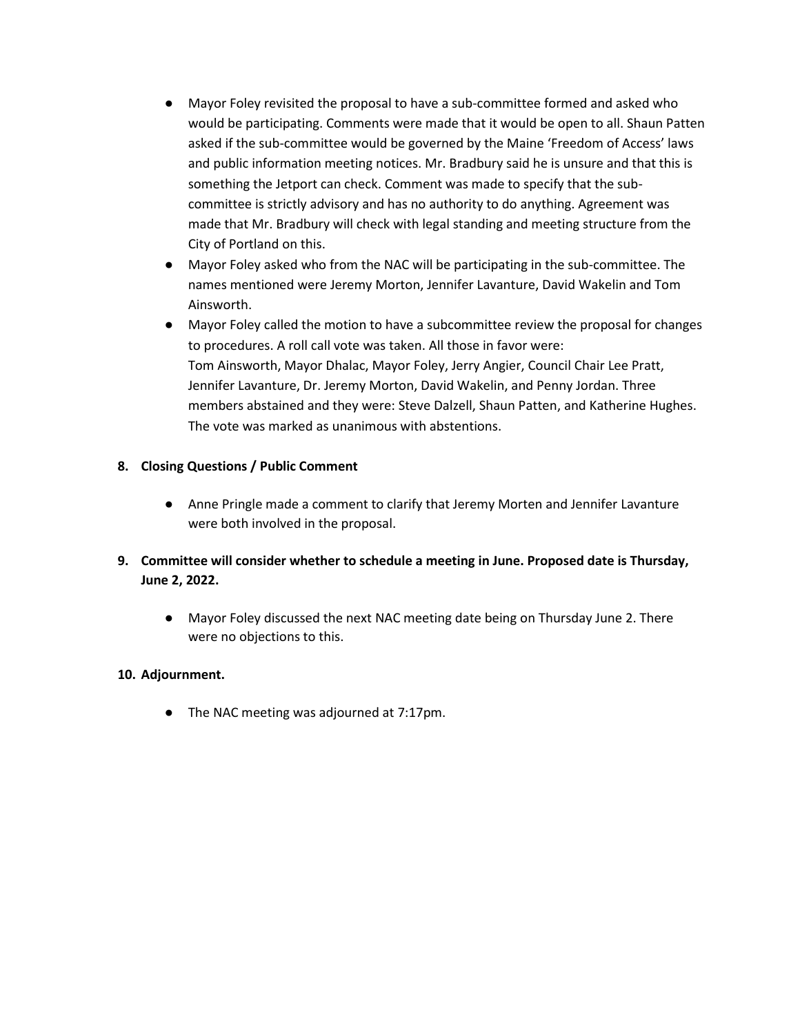- Mayor Foley revisited the proposal to have a sub-committee formed and asked who would be participating. Comments were made that it would be open to all. Shaun Patten asked if the sub-committee would be governed by the Maine 'Freedom of Access' laws and public information meeting notices. Mr. Bradbury said he is unsure and that this is something the Jetport can check. Comment was made to specify that the sub-committee is strictly advisory and has no authority to do anything. Agreement was made that Mr. Bradbury will check with legal standing and meeting structure from the City of Portland on this.
- Mayor Foley asked who from the NAC will be participating in the sub-committee. The names mentioned were Jeremy Morton, Jennifer Lavanture, David Wakelin and Tom Ainsworth.
- Mayor Foley called the motion to have a subcommittee review the proposal for changes to procedures. A roll call vote was taken. All those in favor were:
  Tom Ainsworth, Mayor Dhalac, Mayor Foley, Jerry Angier, Council Chair Lee Pratt, Jennifer Lavanture, Dr. Jeremy Morton, David Wakelin, and Penny Jordan. Three members abstained and they were: Steve Dalzell, Shaun Patten, and Katherine Hughes. The vote was marked as unanimous with abstentions.

**8. Closing Questions / Public Comment**

- Anne Pringle made a comment to clarify that Jeremy Morten and Jennifer Lavanture were both involved in the proposal.

**9. Committee will consider whether to schedule a meeting in June. Proposed date is Thursday, June 2, 2022.**

- Mayor Foley discussed the next NAC meeting date being on Thursday June 2. There were no objections to this.

**10. Adjournment.**

- The NAC meeting was adjourned at 7:17pm.